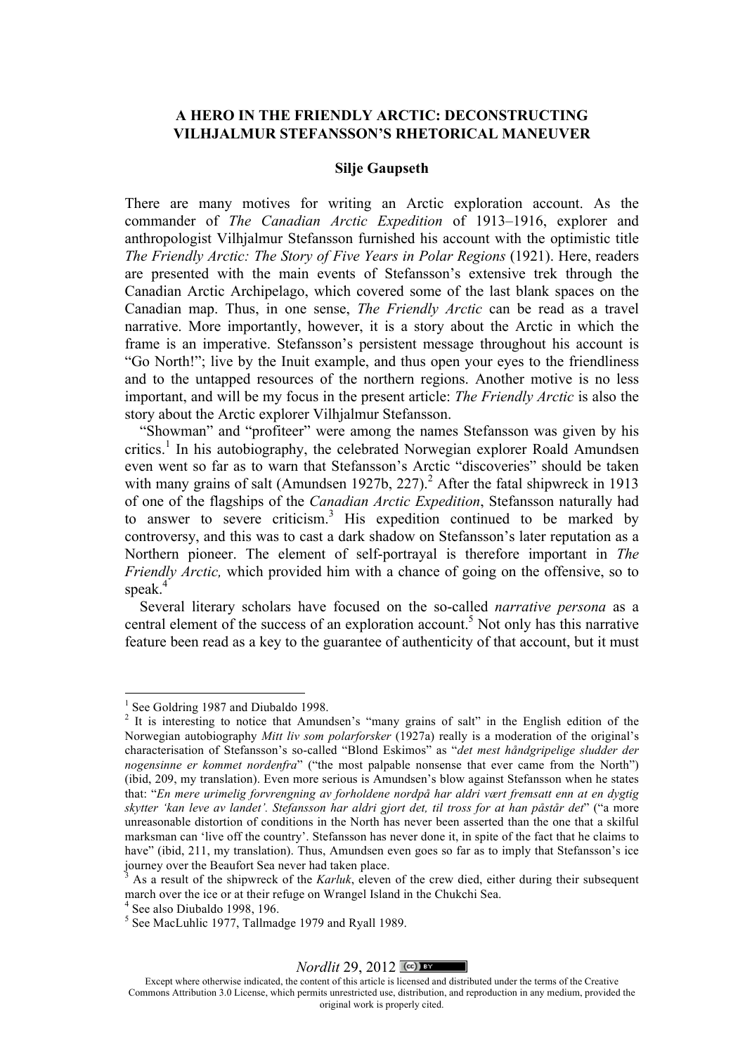# A HERO IN THE FRIENDLY ARCTIC: DECONSTRUCTING VILHJALMUR STEFANSSON'S RHETORICAL MANEUVER

**Silje Gaupseth**

There are many motives for writing an Arctic exploration account. As the commander of *The Canadian Arctic Expedition* of 1913–1916, explorer and anthropologist Vilhjalmur Stefansson furnished his account with the optimistic title *The Friendly Arctic: The Story of Five Years in Polar Regions* (1921). Here, readers are presented with the main events of Stefansson's extensive trek through the Canadian Arctic Archipelago, which covered some of the last blank spaces on the Canadian map. Thus, in one sense, *The Friendly Arctic* can be read as a travel narrative. More importantly, however, it is a story about the Arctic in which the frame is an imperative. Stefansson's persistent message throughout his account is "Go North!"; live by the Inuit example, and thus open your eyes to the friendliness and to the untapped resources of the northern regions. Another motive is no less important, and will be my focus in the present article: *The Friendly Arctic* is also the story about the Arctic explorer Vilhjalmur Stefansson.

"Showman" and "profiteer" were among the names Stefansson was given by his critics.[1] In his autobiography, the celebrated Norwegian explorer Roald Amundsen even went so far as to warn that Stefansson's Arctic "discoveries" should be taken with many grains of salt (Amundsen 1927b, 227).[2] After the fatal shipwreck in 1913 of one of the flagships of the *Canadian Arctic Expedition*, Stefansson naturally had to answer to severe criticism.[3] His expedition continued to be marked by controversy, and this was to cast a dark shadow on Stefansson's later reputation as a Northern pioneer. The element of self-portrayal is therefore important in *The Friendly Arctic,* which provided him with a chance of going on the offensive, so to speak.[4]

Several literary scholars have focused on the so-called *narrative persona* as a central element of the success of an exploration account.[5] Not only has this narrative feature been read as a key to the guarantee of authenticity of that account, but it must

---

[1] See Goldring 1987 and Diubaldo 1998.

[2] It is interesting to notice that Amundsen's "many grains of salt" in the English edition of the Norwegian autobiography *Mitt liv som polarforsker* (1927a) really is a moderation of the original's characterisation of Stefansson's so-called "Blond Eskimos" as "*det mest håndgripelige sludder der nogensinne er kommet nordenfra*" ("the most palpable nonsense that ever came from the North") (ibid, 209, my translation). Even more serious is Amundsen's blow against Stefansson when he states that: "*En mere urimelig forvrengning av forholdene nordpå har aldri vært fremsatt enn at en dygtig skytter 'kan leve av landet'. Stefansson har aldri gjort det, til tross for at han påstår det*" ("a more unreasonable distortion of conditions in the North has never been asserted than the one that a skilful marksman can 'live off the country'. Stefansson has never done it, in spite of the fact that he claims to have" (ibid, 211, my translation). Thus, Amundsen even goes so far as to imply that Stefansson's ice journey over the Beaufort Sea never had taken place.

[3] As a result of the shipwreck of the *Karluk*, eleven of the crew died, either during their subsequent march over the ice or at their refuge on Wrangel Island in the Chukchi Sea.

[4] See also Diubaldo 1998, 196.

[5] See MacLuhlic 1977, Tallmadge 1979 and Ryall 1989.

Except where otherwise indicated, the content of this article is licensed and distributed under the terms of the Creative Commons Attribution 3.0 License, which permits unrestricted use, distribution, and reproduction in any medium, provided the original work is properly cited.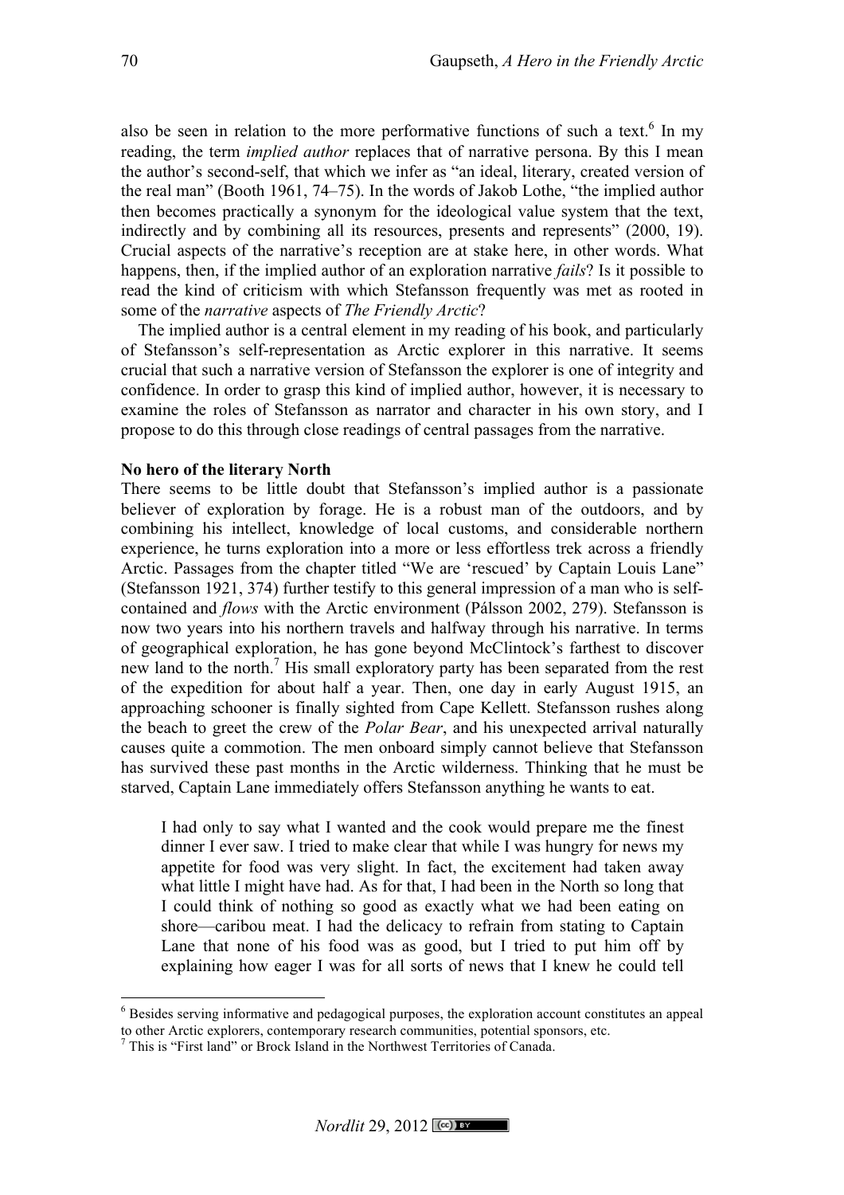also be seen in relation to the more performative functions of such a text.[6] In my reading, the term *implied author* replaces that of narrative persona. By this I mean the author's second-self, that which we infer as "an ideal, literary, created version of the real man" (Booth 1961, 74–75). In the words of Jakob Lothe, "the implied author then becomes practically a synonym for the ideological value system that the text, indirectly and by combining all its resources, presents and represents" (2000, 19). Crucial aspects of the narrative's reception are at stake here, in other words. What happens, then, if the implied author of an exploration narrative *fails*? Is it possible to read the kind of criticism with which Stefansson frequently was met as rooted in some of the *narrative* aspects of *The Friendly Arctic*?

The implied author is a central element in my reading of his book, and particularly of Stefansson's self-representation as Arctic explorer in this narrative. It seems crucial that such a narrative version of Stefansson the explorer is one of integrity and confidence. In order to grasp this kind of implied author, however, it is necessary to examine the roles of Stefansson as narrator and character in his own story, and I propose to do this through close readings of central passages from the narrative.

**No hero of the literary North**

There seems to be little doubt that Stefansson's implied author is a passionate believer of exploration by forage. He is a robust man of the outdoors, and by combining his intellect, knowledge of local customs, and considerable northern experience, he turns exploration into a more or less effortless trek across a friendly Arctic. Passages from the chapter titled "We are 'rescued' by Captain Louis Lane" (Stefansson 1921, 374) further testify to this general impression of a man who is self-contained and *flows* with the Arctic environment (Pálsson 2002, 279). Stefansson is now two years into his northern travels and halfway through his narrative. In terms of geographical exploration, he has gone beyond McClintock's farthest to discover new land to the north.[7] His small exploratory party has been separated from the rest of the expedition for about half a year. Then, one day in early August 1915, an approaching schooner is finally sighted from Cape Kellett. Stefansson rushes along the beach to greet the crew of the *Polar Bear*, and his unexpected arrival naturally causes quite a commotion. The men onboard simply cannot believe that Stefansson has survived these past months in the Arctic wilderness. Thinking that he must be starved, Captain Lane immediately offers Stefansson anything he wants to eat.

> I had only to say what I wanted and the cook would prepare me the finest dinner I ever saw. I tried to make clear that while I was hungry for news my appetite for food was very slight. In fact, the excitement had taken away what little I might have had. As for that, I had been in the North so long that I could think of nothing so good as exactly what we had been eating on shore—caribou meat. I had the delicacy to refrain from stating to Captain Lane that none of his food was as good, but I tried to put him off by explaining how eager I was for all sorts of news that I knew he could tell

---

[6] Besides serving informative and pedagogical purposes, the exploration account constitutes an appeal to other Arctic explorers, contemporary research communities, potential sponsors, etc.

[7] This is "First land" or Brock Island in the Northwest Territories of Canada.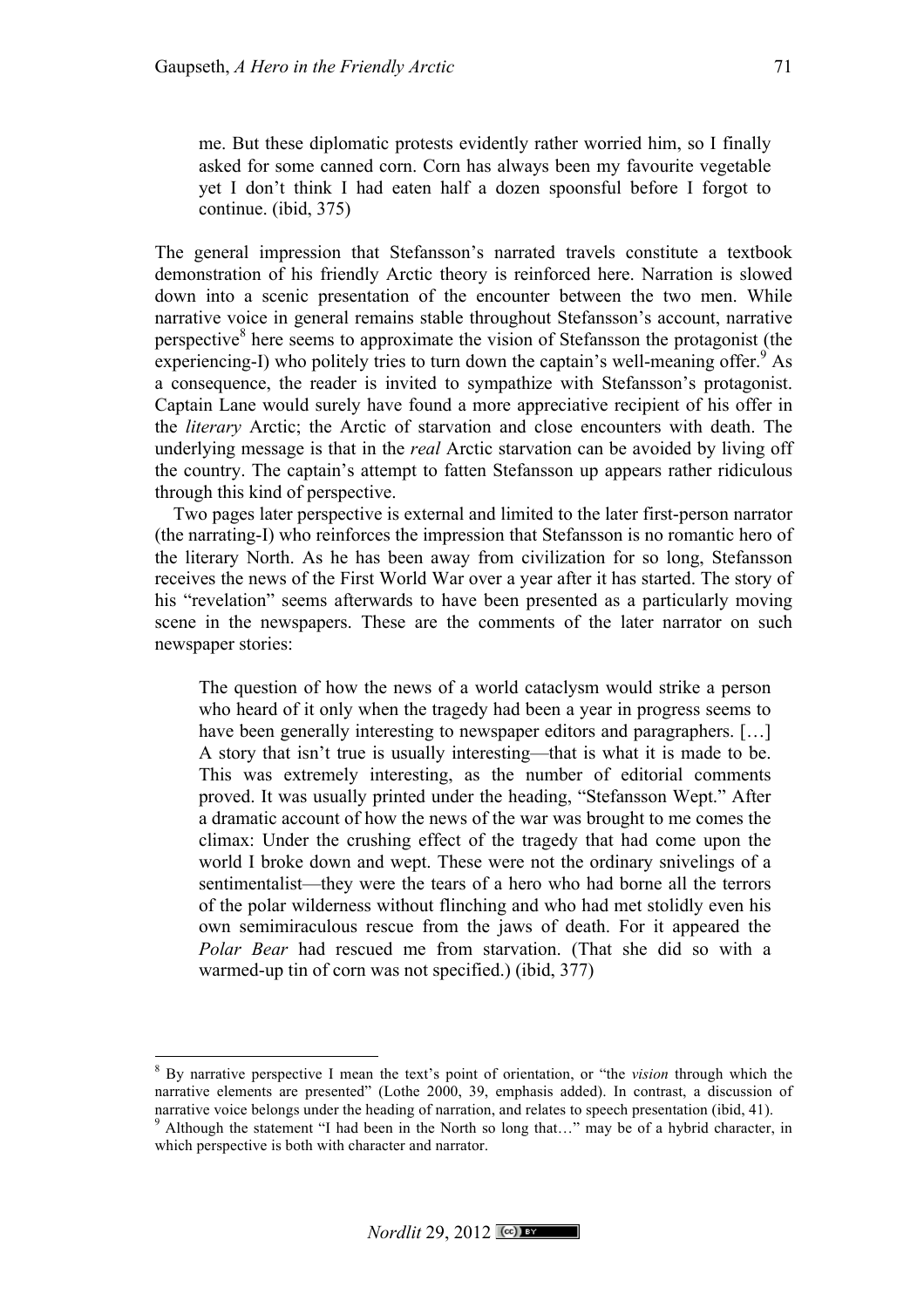> me. But these diplomatic protests evidently rather worried him, so I finally asked for some canned corn. Corn has always been my favourite vegetable yet I don't think I had eaten half a dozen spoonsful before I forgot to continue. (ibid, 375)

The general impression that Stefansson's narrated travels constitute a textbook demonstration of his friendly Arctic theory is reinforced here. Narration is slowed down into a scenic presentation of the encounter between the two men. While narrative voice in general remains stable throughout Stefansson's account, narrative perspective[8] here seems to approximate the vision of Stefansson the protagonist (the experiencing-I) who politely tries to turn down the captain's well-meaning offer.[9] As a consequence, the reader is invited to sympathize with Stefansson's protagonist. Captain Lane would surely have found a more appreciative recipient of his offer in the *literary* Arctic; the Arctic of starvation and close encounters with death. The underlying message is that in the *real* Arctic starvation can be avoided by living off the country. The captain's attempt to fatten Stefansson up appears rather ridiculous through this kind of perspective.

Two pages later perspective is external and limited to the later first-person narrator (the narrating-I) who reinforces the impression that Stefansson is no romantic hero of the literary North. As he has been away from civilization for so long, Stefansson receives the news of the First World War over a year after it has started. The story of his "revelation" seems afterwards to have been presented as a particularly moving scene in the newspapers. These are the comments of the later narrator on such newspaper stories:

> The question of how the news of a world cataclysm would strike a person who heard of it only when the tragedy had been a year in progress seems to have been generally interesting to newspaper editors and paragraphers. […] A story that isn't true is usually interesting—that is what it is made to be. This was extremely interesting, as the number of editorial comments proved. It was usually printed under the heading, "Stefansson Wept." After a dramatic account of how the news of the war was brought to me comes the climax: Under the crushing effect of the tragedy that had come upon the world I broke down and wept. These were not the ordinary snivelings of a sentimentalist—they were the tears of a hero who had borne all the terrors of the polar wilderness without flinching and who had met stolidly even his own semimiraculous rescue from the jaws of death. For it appeared the *Polar Bear* had rescued me from starvation. (That she did so with a warmed-up tin of corn was not specified.) (ibid, 377)

---

[8] By narrative perspective I mean the text's point of orientation, or "the *vision* through which the narrative elements are presented" (Lothe 2000, 39, emphasis added). In contrast, a discussion of narrative voice belongs under the heading of narration, and relates to speech presentation (ibid, 41).

[9] Although the statement "I had been in the North so long that…" may be of a hybrid character, in which perspective is both with character and narrator.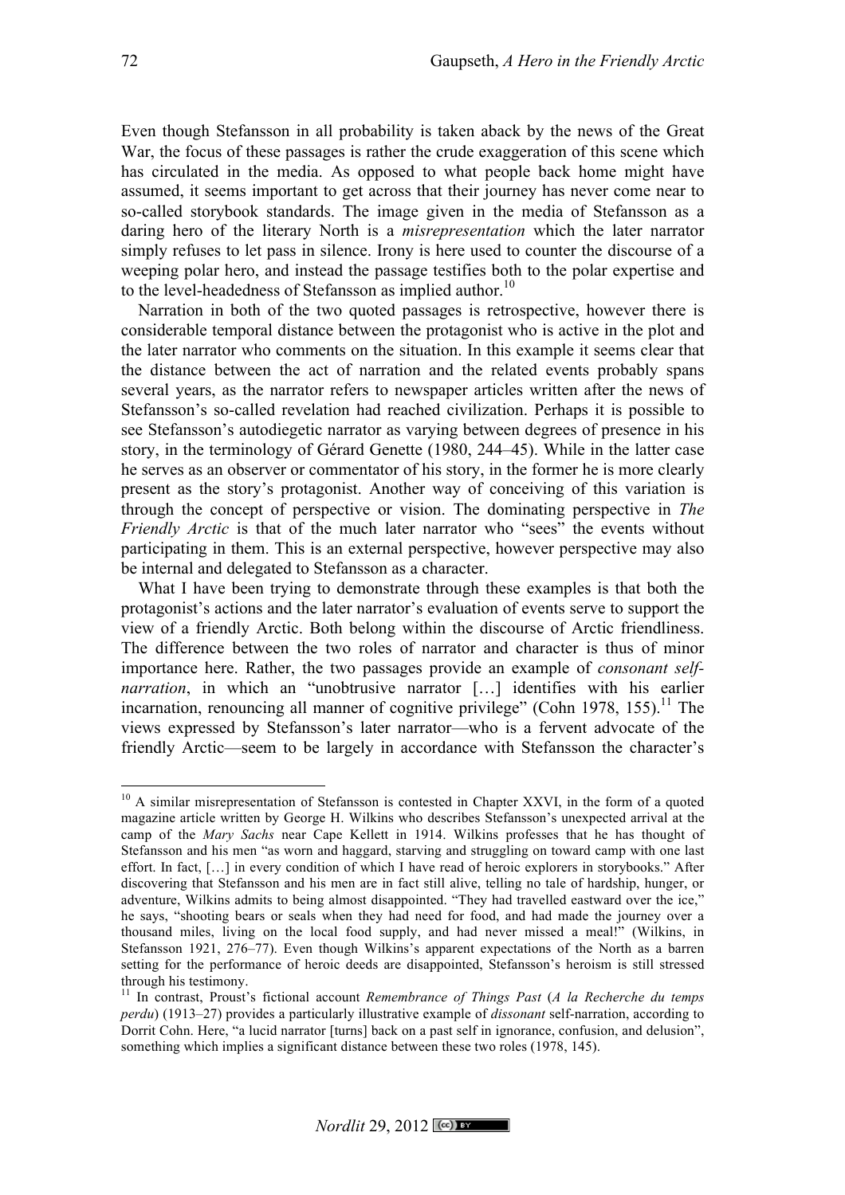Even though Stefansson in all probability is taken aback by the news of the Great War, the focus of these passages is rather the crude exaggeration of this scene which has circulated in the media. As opposed to what people back home might have assumed, it seems important to get across that their journey has never come near to so-called storybook standards. The image given in the media of Stefansson as a daring hero of the literary North is a *misrepresentation* which the later narrator simply refuses to let pass in silence. Irony is here used to counter the discourse of a weeping polar hero, and instead the passage testifies both to the polar expertise and to the level-headedness of Stefansson as implied author.[10]

Narration in both of the two quoted passages is retrospective, however there is considerable temporal distance between the protagonist who is active in the plot and the later narrator who comments on the situation. In this example it seems clear that the distance between the act of narration and the related events probably spans several years, as the narrator refers to newspaper articles written after the news of Stefansson's so-called revelation had reached civilization. Perhaps it is possible to see Stefansson's autodiegetic narrator as varying between degrees of presence in his story, in the terminology of Gérard Genette (1980, 244–45). While in the latter case he serves as an observer or commentator of his story, in the former he is more clearly present as the story's protagonist. Another way of conceiving of this variation is through the concept of perspective or vision. The dominating perspective in *The Friendly Arctic* is that of the much later narrator who "sees" the events without participating in them. This is an external perspective, however perspective may also be internal and delegated to Stefansson as a character.

What I have been trying to demonstrate through these examples is that both the protagonist's actions and the later narrator's evaluation of events serve to support the view of a friendly Arctic. Both belong within the discourse of Arctic friendliness. The difference between the two roles of narrator and character is thus of minor importance here. Rather, the two passages provide an example of *consonant self-narration*, in which an "unobtrusive narrator […] identifies with his earlier incarnation, renouncing all manner of cognitive privilege" (Cohn 1978, 155).[11] The views expressed by Stefansson's later narrator—who is a fervent advocate of the friendly Arctic—seem to be largely in accordance with Stefansson the character's

---

[10] A similar misrepresentation of Stefansson is contested in Chapter XXVI, in the form of a quoted magazine article written by George H. Wilkins who describes Stefansson's unexpected arrival at the camp of the *Mary Sachs* near Cape Kellett in 1914. Wilkins professes that he has thought of Stefansson and his men "as worn and haggard, starving and struggling on toward camp with one last effort. In fact, […] in every condition of which I have read of heroic explorers in storybooks." After discovering that Stefansson and his men are in fact still alive, telling no tale of hardship, hunger, or adventure, Wilkins admits to being almost disappointed. "They had travelled eastward over the ice," he says, "shooting bears or seals when they had need for food, and had made the journey over a thousand miles, living on the local food supply, and had never missed a meal!" (Wilkins, in Stefansson 1921, 276–77). Even though Wilkins's apparent expectations of the North as a barren setting for the performance of heroic deeds are disappointed, Stefansson's heroism is still stressed through his testimony.

[11] In contrast, Proust's fictional account *Remembrance of Things Past* (*A la Recherche du temps perdu*) (1913–27) provides a particularly illustrative example of *dissonant* self-narration, according to Dorrit Cohn. Here, "a lucid narrator [turns] back on a past self in ignorance, confusion, and delusion", something which implies a significant distance between these two roles (1978, 145).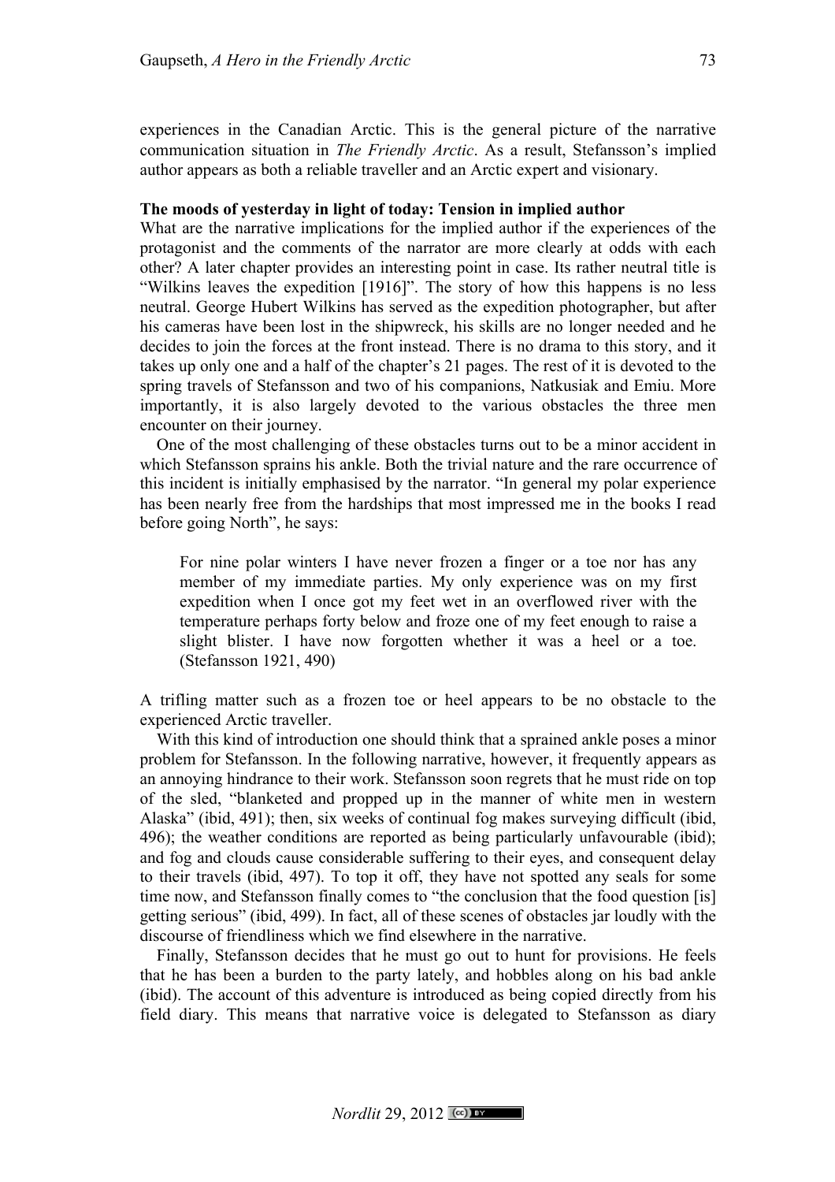experiences in the Canadian Arctic. This is the general picture of the narrative communication situation in *The Friendly Arctic*. As a result, Stefansson's implied author appears as both a reliable traveller and an Arctic expert and visionary.

### The moods of yesterday in light of today: Tension in implied author

What are the narrative implications for the implied author if the experiences of the protagonist and the comments of the narrator are more clearly at odds with each other? A later chapter provides an interesting point in case. Its rather neutral title is "Wilkins leaves the expedition [1916]". The story of how this happens is no less neutral. George Hubert Wilkins has served as the expedition photographer, but after his cameras have been lost in the shipwreck, his skills are no longer needed and he decides to join the forces at the front instead. There is no drama to this story, and it takes up only one and a half of the chapter's 21 pages. The rest of it is devoted to the spring travels of Stefansson and two of his companions, Natkusiak and Emiu. More importantly, it is also largely devoted to the various obstacles the three men encounter on their journey.

One of the most challenging of these obstacles turns out to be a minor accident in which Stefansson sprains his ankle. Both the trivial nature and the rare occurrence of this incident is initially emphasised by the narrator. "In general my polar experience has been nearly free from the hardships that most impressed me in the books I read before going North", he says:

> For nine polar winters I have never frozen a finger or a toe nor has any member of my immediate parties. My only experience was on my first expedition when I once got my feet wet in an overflowed river with the temperature perhaps forty below and froze one of my feet enough to raise a slight blister. I have now forgotten whether it was a heel or a toe. (Stefansson 1921, 490)

A trifling matter such as a frozen toe or heel appears to be no obstacle to the experienced Arctic traveller.

With this kind of introduction one should think that a sprained ankle poses a minor problem for Stefansson. In the following narrative, however, it frequently appears as an annoying hindrance to their work. Stefansson soon regrets that he must ride on top of the sled, "blanketed and propped up in the manner of white men in western Alaska" (ibid, 491); then, six weeks of continual fog makes surveying difficult (ibid, 496); the weather conditions are reported as being particularly unfavourable (ibid); and fog and clouds cause considerable suffering to their eyes, and consequent delay to their travels (ibid, 497). To top it off, they have not spotted any seals for some time now, and Stefansson finally comes to "the conclusion that the food question [is] getting serious" (ibid, 499). In fact, all of these scenes of obstacles jar loudly with the discourse of friendliness which we find elsewhere in the narrative.

Finally, Stefansson decides that he must go out to hunt for provisions. He feels that he has been a burden to the party lately, and hobbles along on his bad ankle (ibid). The account of this adventure is introduced as being copied directly from his field diary. This means that narrative voice is delegated to Stefansson as diary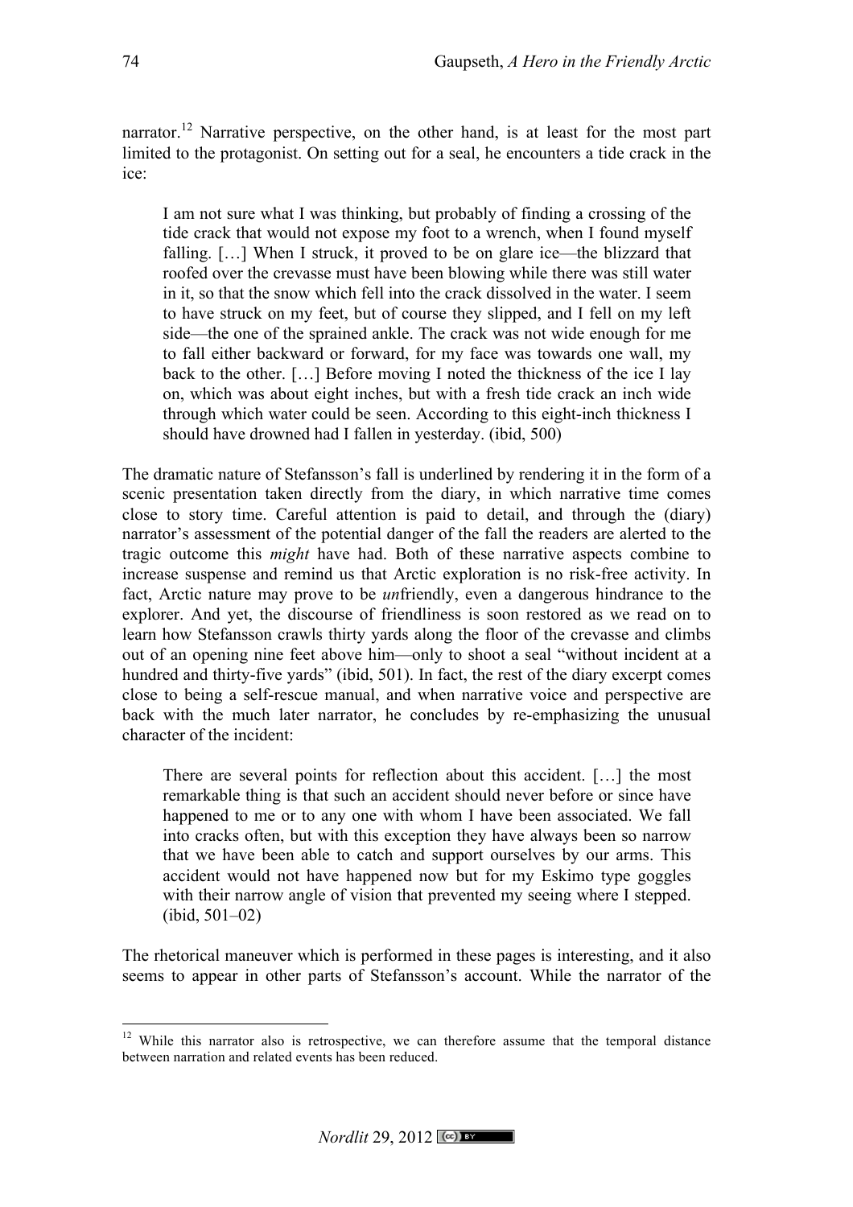narrator.[12] Narrative perspective, on the other hand, is at least for the most part limited to the protagonist. On setting out for a seal, he encounters a tide crack in the ice:

> I am not sure what I was thinking, but probably of finding a crossing of the tide crack that would not expose my foot to a wrench, when I found myself falling. […] When I struck, it proved to be on glare ice—the blizzard that roofed over the crevasse must have been blowing while there was still water in it, so that the snow which fell into the crack dissolved in the water. I seem to have struck on my feet, but of course they slipped, and I fell on my left side—the one of the sprained ankle. The crack was not wide enough for me to fall either backward or forward, for my face was towards one wall, my back to the other. […] Before moving I noted the thickness of the ice I lay on, which was about eight inches, but with a fresh tide crack an inch wide through which water could be seen. According to this eight-inch thickness I should have drowned had I fallen in yesterday. (ibid, 500)

The dramatic nature of Stefansson's fall is underlined by rendering it in the form of a scenic presentation taken directly from the diary, in which narrative time comes close to story time. Careful attention is paid to detail, and through the (diary) narrator's assessment of the potential danger of the fall the readers are alerted to the tragic outcome this *might* have had. Both of these narrative aspects combine to increase suspense and remind us that Arctic exploration is no risk-free activity. In fact, Arctic nature may prove to be *un*friendly, even a dangerous hindrance to the explorer. And yet, the discourse of friendliness is soon restored as we read on to learn how Stefansson crawls thirty yards along the floor of the crevasse and climbs out of an opening nine feet above him—only to shoot a seal "without incident at a hundred and thirty-five yards" (ibid, 501). In fact, the rest of the diary excerpt comes close to being a self-rescue manual, and when narrative voice and perspective are back with the much later narrator, he concludes by re-emphasizing the unusual character of the incident:

> There are several points for reflection about this accident. […] the most remarkable thing is that such an accident should never before or since have happened to me or to any one with whom I have been associated. We fall into cracks often, but with this exception they have always been so narrow that we have been able to catch and support ourselves by our arms. This accident would not have happened now but for my Eskimo type goggles with their narrow angle of vision that prevented my seeing where I stepped. (ibid, 501–02)

The rhetorical maneuver which is performed in these pages is interesting, and it also seems to appear in other parts of Stefansson's account. While the narrator of the

---

[12] While this narrator also is retrospective, we can therefore assume that the temporal distance between narration and related events has been reduced.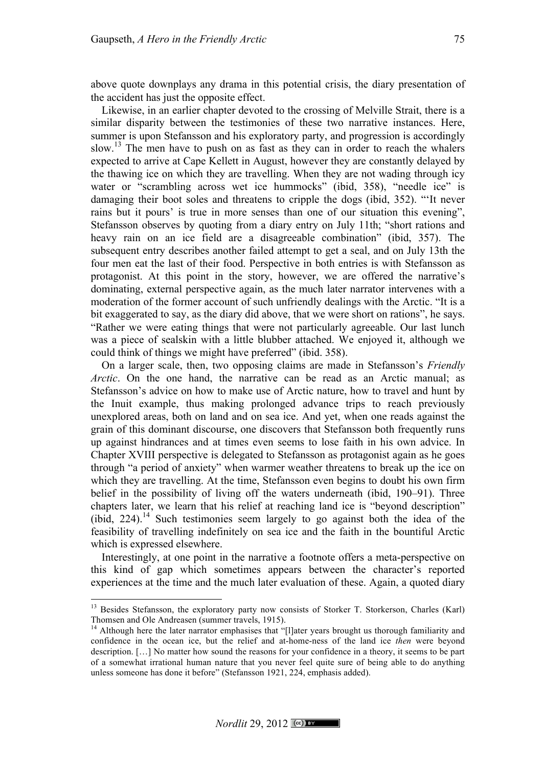above quote downplays any drama in this potential crisis, the diary presentation of the accident has just the opposite effect.

Likewise, in an earlier chapter devoted to the crossing of Melville Strait, there is a similar disparity between the testimonies of these two narrative instances. Here, summer is upon Stefansson and his exploratory party, and progression is accordingly slow.[13] The men have to push on as fast as they can in order to reach the whalers expected to arrive at Cape Kellett in August, however they are constantly delayed by the thawing ice on which they are travelling. When they are not wading through icy water or "scrambling across wet ice hummocks" (ibid, 358), "needle ice" is damaging their boot soles and threatens to cripple the dogs (ibid, 352). "'It never rains but it pours' is true in more senses than one of our situation this evening", Stefansson observes by quoting from a diary entry on July 11th; "short rations and heavy rain on an ice field are a disagreeable combination" (ibid, 357). The subsequent entry describes another failed attempt to get a seal, and on July 13th the four men eat the last of their food. Perspective in both entries is with Stefansson as protagonist. At this point in the story, however, we are offered the narrative's dominating, external perspective again, as the much later narrator intervenes with a moderation of the former account of such unfriendly dealings with the Arctic. "It is a bit exaggerated to say, as the diary did above, that we were short on rations", he says. "Rather we were eating things that were not particularly agreeable. Our last lunch was a piece of sealskin with a little blubber attached. We enjoyed it, although we could think of things we might have preferred" (ibid. 358).

On a larger scale, then, two opposing claims are made in Stefansson's *Friendly Arctic*. On the one hand, the narrative can be read as an Arctic manual; as Stefansson's advice on how to make use of Arctic nature, how to travel and hunt by the Inuit example, thus making prolonged advance trips to reach previously unexplored areas, both on land and on sea ice. And yet, when one reads against the grain of this dominant discourse, one discovers that Stefansson both frequently runs up against hindrances and at times even seems to lose faith in his own advice. In Chapter XVIII perspective is delegated to Stefansson as protagonist again as he goes through "a period of anxiety" when warmer weather threatens to break up the ice on which they are travelling. At the time, Stefansson even begins to doubt his own firm belief in the possibility of living off the waters underneath (ibid, 190–91). Three chapters later, we learn that his relief at reaching land ice is "beyond description" (ibid, 224).[14] Such testimonies seem largely to go against both the idea of the feasibility of travelling indefinitely on sea ice and the faith in the bountiful Arctic which is expressed elsewhere.

Interestingly, at one point in the narrative a footnote offers a meta-perspective on this kind of gap which sometimes appears between the character's reported experiences at the time and the much later evaluation of these. Again, a quoted diary

---

[13] Besides Stefansson, the exploratory party now consists of Storker T. Storkerson, Charles (Karl) Thomsen and Ole Andreasen (summer travels, 1915).

[14] Although here the later narrator emphasises that "[l]ater years brought us thorough familiarity and confidence in the ocean ice, but the relief and at-home-ness of the land ice *then* were beyond description. […] No matter how sound the reasons for your confidence in a theory, it seems to be part of a somewhat irrational human nature that you never feel quite sure of being able to do anything unless someone has done it before" (Stefansson 1921, 224, emphasis added).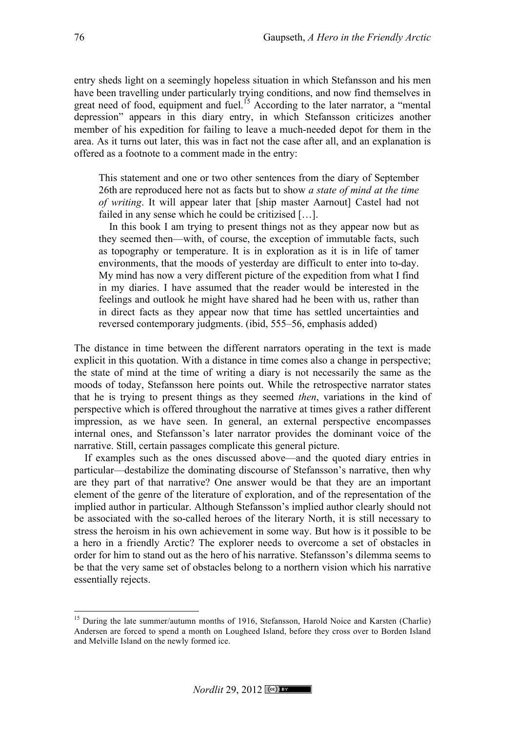entry sheds light on a seemingly hopeless situation in which Stefansson and his men have been travelling under particularly trying conditions, and now find themselves in great need of food, equipment and fuel.[15] According to the later narrator, a "mental depression" appears in this diary entry, in which Stefansson criticizes another member of his expedition for failing to leave a much-needed depot for them in the area. As it turns out later, this was in fact not the case after all, and an explanation is offered as a footnote to a comment made in the entry:

> This statement and one or two other sentences from the diary of September 26th are reproduced here not as facts but to show *a state of mind at the time of writing*. It will appear later that [ship master Aarnout] Castel had not failed in any sense which he could be critizised […].
>
> In this book I am trying to present things not as they appear now but as they seemed then—with, of course, the exception of immutable facts, such as topography or temperature. It is in exploration as it is in life of tamer environments, that the moods of yesterday are difficult to enter into to-day. My mind has now a very different picture of the expedition from what I find in my diaries. I have assumed that the reader would be interested in the feelings and outlook he might have shared had he been with us, rather than in direct facts as they appear now that time has settled uncertainties and reversed contemporary judgments. (ibid, 555–56, emphasis added)

The distance in time between the different narrators operating in the text is made explicit in this quotation. With a distance in time comes also a change in perspective; the state of mind at the time of writing a diary is not necessarily the same as the moods of today, Stefansson here points out. While the retrospective narrator states that he is trying to present things as they seemed *then*, variations in the kind of perspective which is offered throughout the narrative at times gives a rather different impression, as we have seen. In general, an external perspective encompasses internal ones, and Stefansson's later narrator provides the dominant voice of the narrative. Still, certain passages complicate this general picture.

If examples such as the ones discussed above—and the quoted diary entries in particular—destabilize the dominating discourse of Stefansson's narrative, then why are they part of that narrative? One answer would be that they are an important element of the genre of the literature of exploration, and of the representation of the implied author in particular. Although Stefansson's implied author clearly should not be associated with the so-called heroes of the literary North, it is still necessary to stress the heroism in his own achievement in some way. But how is it possible to be a hero in a friendly Arctic? The explorer needs to overcome a set of obstacles in order for him to stand out as the hero of his narrative. Stefansson's dilemma seems to be that the very same set of obstacles belong to a northern vision which his narrative essentially rejects.

---

[15] During the late summer/autumn months of 1916, Stefansson, Harold Noice and Karsten (Charlie) Andersen are forced to spend a month on Lougheed Island, before they cross over to Borden Island and Melville Island on the newly formed ice.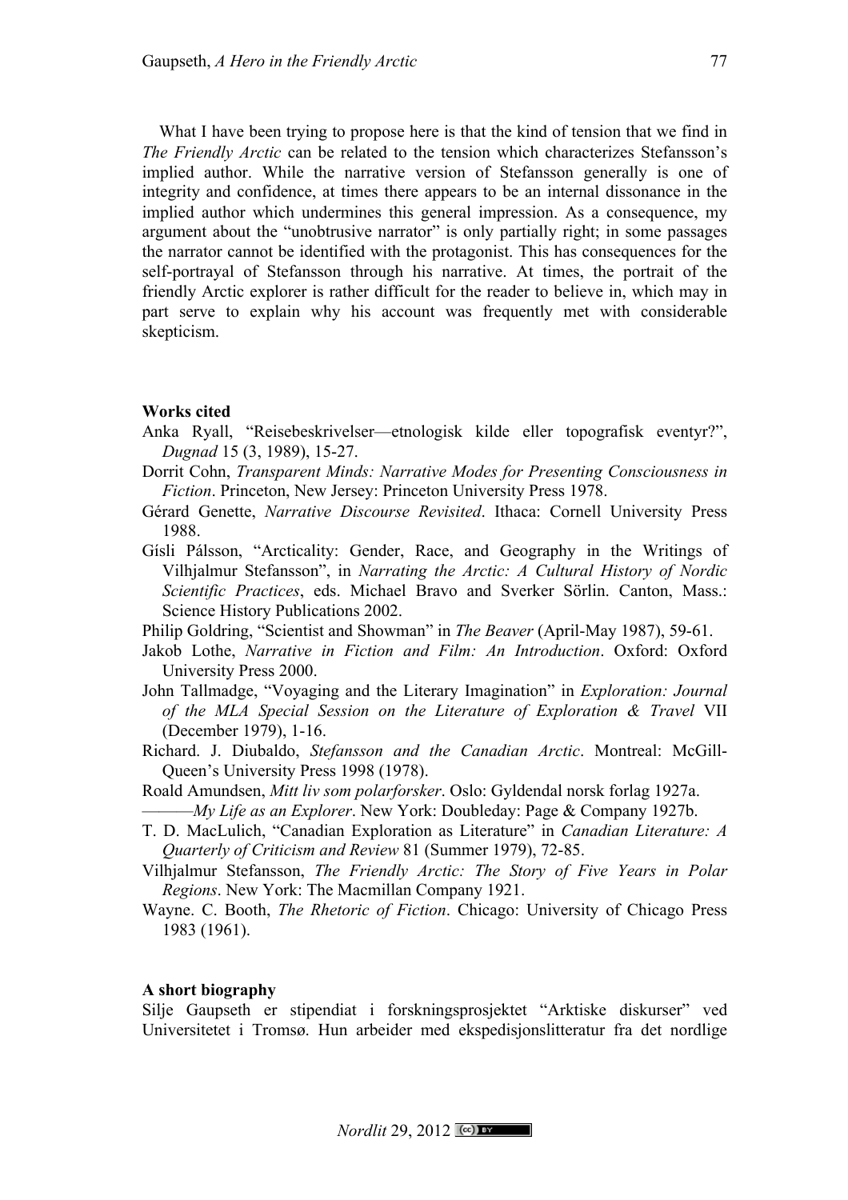What I have been trying to propose here is that the kind of tension that we find in *The Friendly Arctic* can be related to the tension which characterizes Stefansson's implied author. While the narrative version of Stefansson generally is one of integrity and confidence, at times there appears to be an internal dissonance in the implied author which undermines this general impression. As a consequence, my argument about the "unobtrusive narrator" is only partially right; in some passages the narrator cannot be identified with the protagonist. This has consequences for the self-portrayal of Stefansson through his narrative. At times, the portrait of the friendly Arctic explorer is rather difficult for the reader to believe in, which may in part serve to explain why his account was frequently met with considerable skepticism.

**Works cited**

Anka Ryall, "Reisebeskrivelser—etnologisk kilde eller topografisk eventyr?", *Dugnad* 15 (3, 1989), 15-27.

Dorrit Cohn, *Transparent Minds: Narrative Modes for Presenting Consciousness in Fiction*. Princeton, New Jersey: Princeton University Press 1978.

Gérard Genette, *Narrative Discourse Revisited*. Ithaca: Cornell University Press 1988.

Gísli Pálsson, "Arcticality: Gender, Race, and Geography in the Writings of Vilhjalmur Stefansson", in *Narrating the Arctic: A Cultural History of Nordic Scientific Practices*, eds. Michael Bravo and Sverker Sörlin. Canton, Mass.: Science History Publications 2002.

Philip Goldring, "Scientist and Showman" in *The Beaver* (April-May 1987), 59-61.

Jakob Lothe, *Narrative in Fiction and Film: An Introduction*. Oxford: Oxford University Press 2000.

John Tallmadge, "Voyaging and the Literary Imagination" in *Exploration: Journal of the MLA Special Session on the Literature of Exploration & Travel* VII (December 1979), 1-16.

Richard. J. Diubaldo, *Stefansson and the Canadian Arctic*. Montreal: McGill-Queen's University Press 1998 (1978).

Roald Amundsen, *Mitt liv som polarforsker*. Oslo: Gyldendal norsk forlag 1927a.

———*My Life as an Explorer*. New York: Doubleday: Page & Company 1927b.

T. D. MacLulich, "Canadian Exploration as Literature" in *Canadian Literature: A Quarterly of Criticism and Review* 81 (Summer 1979), 72-85.

Vilhjalmur Stefansson, *The Friendly Arctic: The Story of Five Years in Polar Regions*. New York: The Macmillan Company 1921.

Wayne. C. Booth, *The Rhetoric of Fiction*. Chicago: University of Chicago Press 1983 (1961).

**A short biography**

Silje Gaupseth er stipendiat i forskningsprosjektet "Arktiske diskurser" ved Universitetet i Tromsø. Hun arbeider med ekspedisjonslitteratur fra det nordlige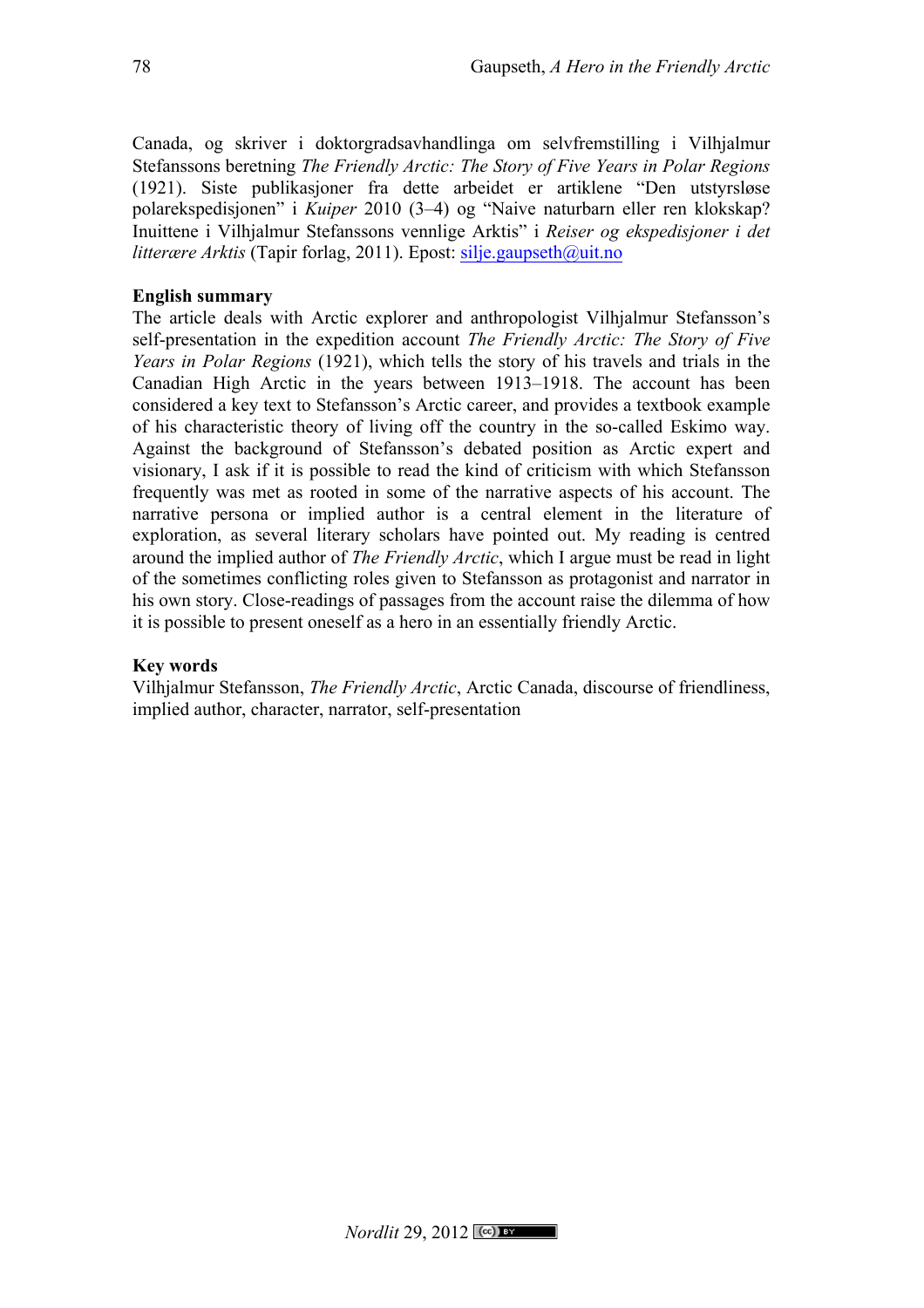Canada, og skriver i doktorgradsavhandlinga om selvfremstilling i Vilhjalmur Stefanssons beretning *The Friendly Arctic: The Story of Five Years in Polar Regions* (1921). Siste publikasjoner fra dette arbeidet er artiklene "Den utstyrsløse polarekspedisjonen" i *Kuiper* 2010 (3–4) og "Naive naturbarn eller ren klokskap? Inuittene i Vilhjalmur Stefanssons vennlige Arktis" i *Reiser og ekspedisjoner i det litterære Arktis* (Tapir forlag, 2011). Epost: silje.gaupseth@uit.no

**English summary**

The article deals with Arctic explorer and anthropologist Vilhjalmur Stefansson's self-presentation in the expedition account *The Friendly Arctic: The Story of Five Years in Polar Regions* (1921), which tells the story of his travels and trials in the Canadian High Arctic in the years between 1913–1918. The account has been considered a key text to Stefansson's Arctic career, and provides a textbook example of his characteristic theory of living off the country in the so-called Eskimo way. Against the background of Stefansson's debated position as Arctic expert and visionary, I ask if it is possible to read the kind of criticism with which Stefansson frequently was met as rooted in some of the narrative aspects of his account. The narrative persona or implied author is a central element in the literature of exploration, as several literary scholars have pointed out. My reading is centred around the implied author of *The Friendly Arctic*, which I argue must be read in light of the sometimes conflicting roles given to Stefansson as protagonist and narrator in his own story. Close-readings of passages from the account raise the dilemma of how it is possible to present oneself as a hero in an essentially friendly Arctic.

**Key words**

Vilhjalmur Stefansson, *The Friendly Arctic*, Arctic Canada, discourse of friendliness, implied author, character, narrator, self-presentation